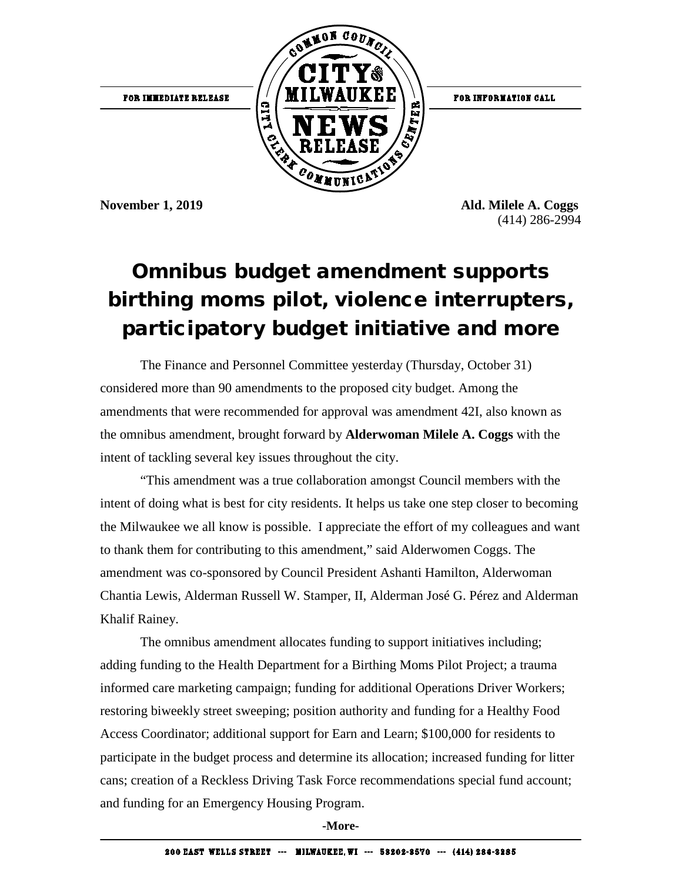FOR IMMEDIATE RELEASE

COMMON COUNCIL CITY OF MILWAUKEE NEWS RELEASE CITY CLERK COMMUNICATIONS CENTER

FOR INFORMATION CALL

**November 1, 2019**

**Ald. Milele A. Coggs**
(414) 286-2994

# Omnibus budget amendment supports birthing moms pilot, violence interrupters, participatory budget initiative and more

The Finance and Personnel Committee yesterday (Thursday, October 31) considered more than 90 amendments to the proposed city budget. Among the amendments that were recommended for approval was amendment 42I, also known as the omnibus amendment, brought forward by **Alderwoman Milele A. Coggs** with the intent of tackling several key issues throughout the city.

"This amendment was a true collaboration amongst Council members with the intent of doing what is best for city residents. It helps us take one step closer to becoming the Milwaukee we all know is possible. I appreciate the effort of my colleagues and want to thank them for contributing to this amendment," said Alderwomen Coggs. The amendment was co-sponsored by Council President Ashanti Hamilton, Alderwoman Chantia Lewis, Alderman Russell W. Stamper, II, Alderman José G. Pérez and Alderman Khalif Rainey.

The omnibus amendment allocates funding to support initiatives including; adding funding to the Health Department for a Birthing Moms Pilot Project; a trauma informed care marketing campaign; funding for additional Operations Driver Workers; restoring biweekly street sweeping; position authority and funding for a Healthy Food Access Coordinator; additional support for Earn and Learn; $100,000 for residents to participate in the budget process and determine its allocation; increased funding for litter cans; creation of a Reckless Driving Task Force recommendations special fund account; and funding for an Emergency Housing Program.

-More-

200 EAST WELLS STREET --- MILWAUKEE, WI --- 53202-3570 --- (414) 286-2285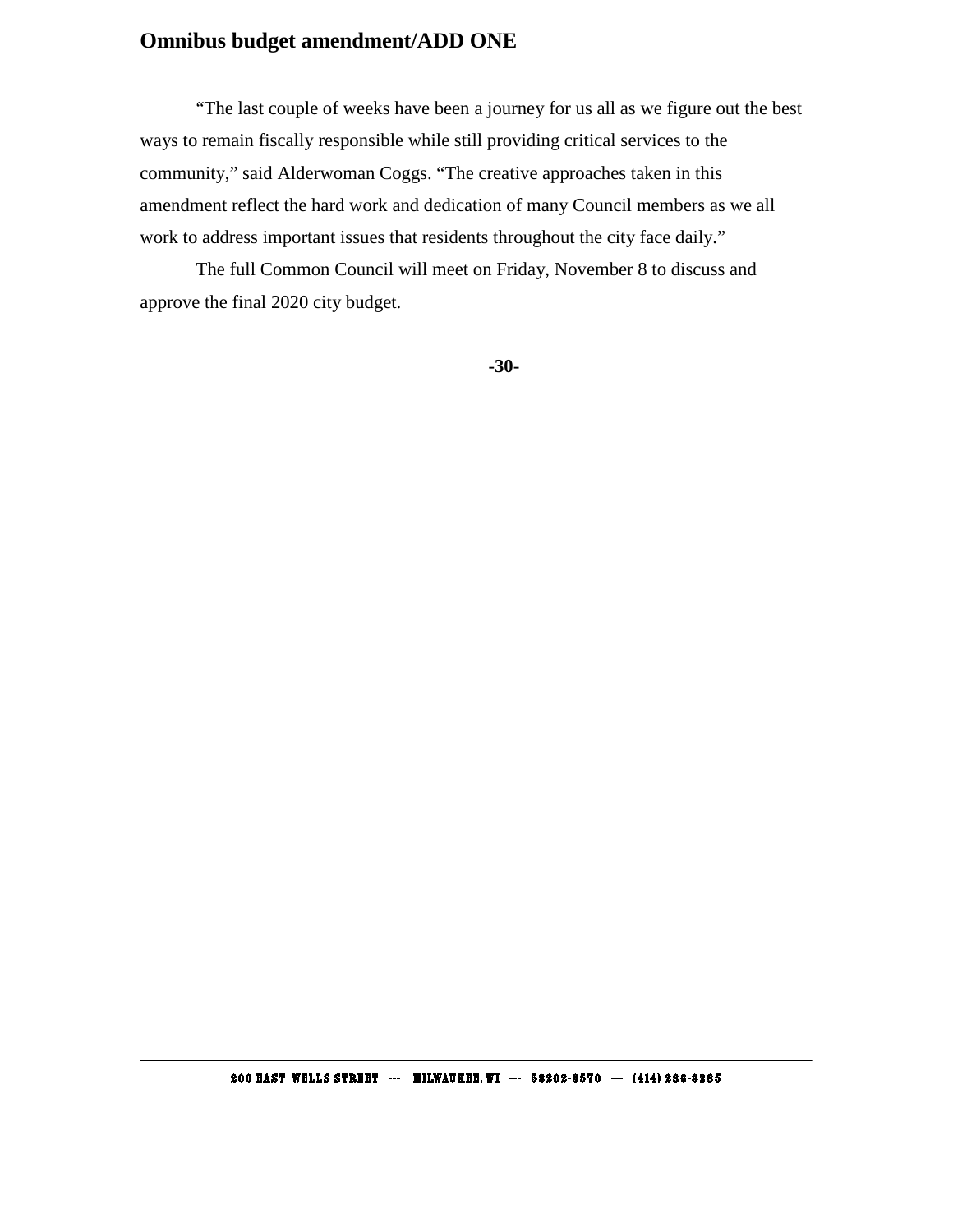**Omnibus budget amendment/ADD ONE**

"The last couple of weeks have been a journey for us all as we figure out the best ways to remain fiscally responsible while still providing critical services to the community," said Alderwoman Coggs. "The creative approaches taken in this amendment reflect the hard work and dedication of many Council members as we all work to address important issues that residents throughout the city face daily."

The full Common Council will meet on Friday, November 8 to discuss and approve the final 2020 city budget.

**-30-**

200 EAST WELLS STREET --- MILWAUKEE, WI --- 53202-3570 --- (414) 286-2285